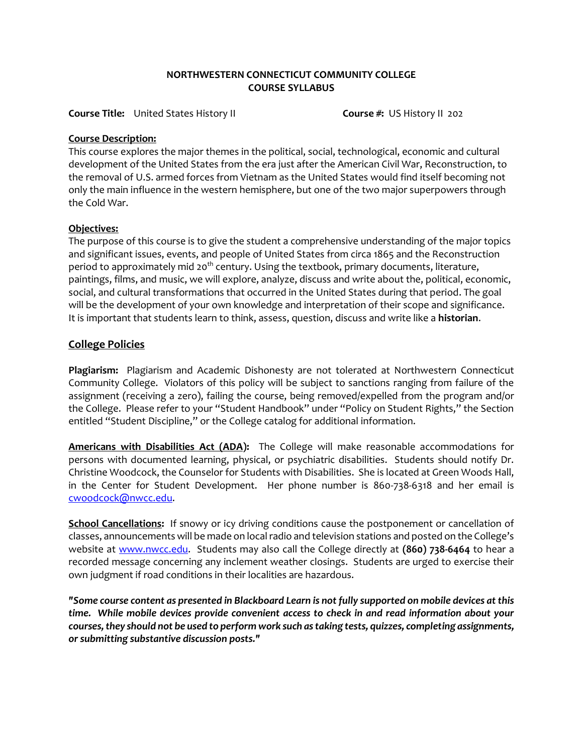**NORTHWESTERN CONNECTICUT COMMUNITY COLLEGE**
**COURSE SYLLABUS**

**Course Title:** United States History II **Course #:** US History II 202

**Course Description:**

This course explores the major themes in the political, social, technological, economic and cultural development of the United States from the era just after the American Civil War, Reconstruction, to the removal of U.S. armed forces from Vietnam as the United States would find itself becoming not only the main influence in the western hemisphere, but one of the two major superpowers through the Cold War.

**Objectives:**

The purpose of this course is to give the student a comprehensive understanding of the major topics and significant issues, events, and people of United States from circa 1865 and the Reconstruction period to approximately mid 20th century. Using the textbook, primary documents, literature, paintings, films, and music, we will explore, analyze, discuss and write about the, political, economic, social, and cultural transformations that occurred in the United States during that period. The goal will be the development of your own knowledge and interpretation of their scope and significance. It is important that students learn to think, assess, question, discuss and write like a **historian**.

## College Policies

**Plagiarism:** Plagiarism and Academic Dishonesty are not tolerated at Northwestern Connecticut Community College. Violators of this policy will be subject to sanctions ranging from failure of the assignment (receiving a zero), failing the course, being removed/expelled from the program and/or the College. Please refer to your "Student Handbook" under "Policy on Student Rights," the Section entitled "Student Discipline," or the College catalog for additional information.

**Americans with Disabilities Act (ADA):** The College will make reasonable accommodations for persons with documented learning, physical, or psychiatric disabilities. Students should notify Dr. Christine Woodcock, the Counselor for Students with Disabilities. She is located at Green Woods Hall, in the Center for Student Development. Her phone number is 860-738-6318 and her email is cwoodcock@nwcc.edu.

**School Cancellations:** If snowy or icy driving conditions cause the postponement or cancellation of classes, announcements will be made on local radio and television stations and posted on the College's website at www.nwcc.edu. Students may also call the College directly at **(860) 738-6464** to hear a recorded message concerning any inclement weather closings. Students are urged to exercise their own judgment if road conditions in their localities are hazardous.

***"Some course content as presented in Blackboard Learn is not fully supported on mobile devices at this time. While mobile devices provide convenient access to check in and read information about your courses, they should not be used to perform work such as taking tests, quizzes, completing assignments, or submitting substantive discussion posts."***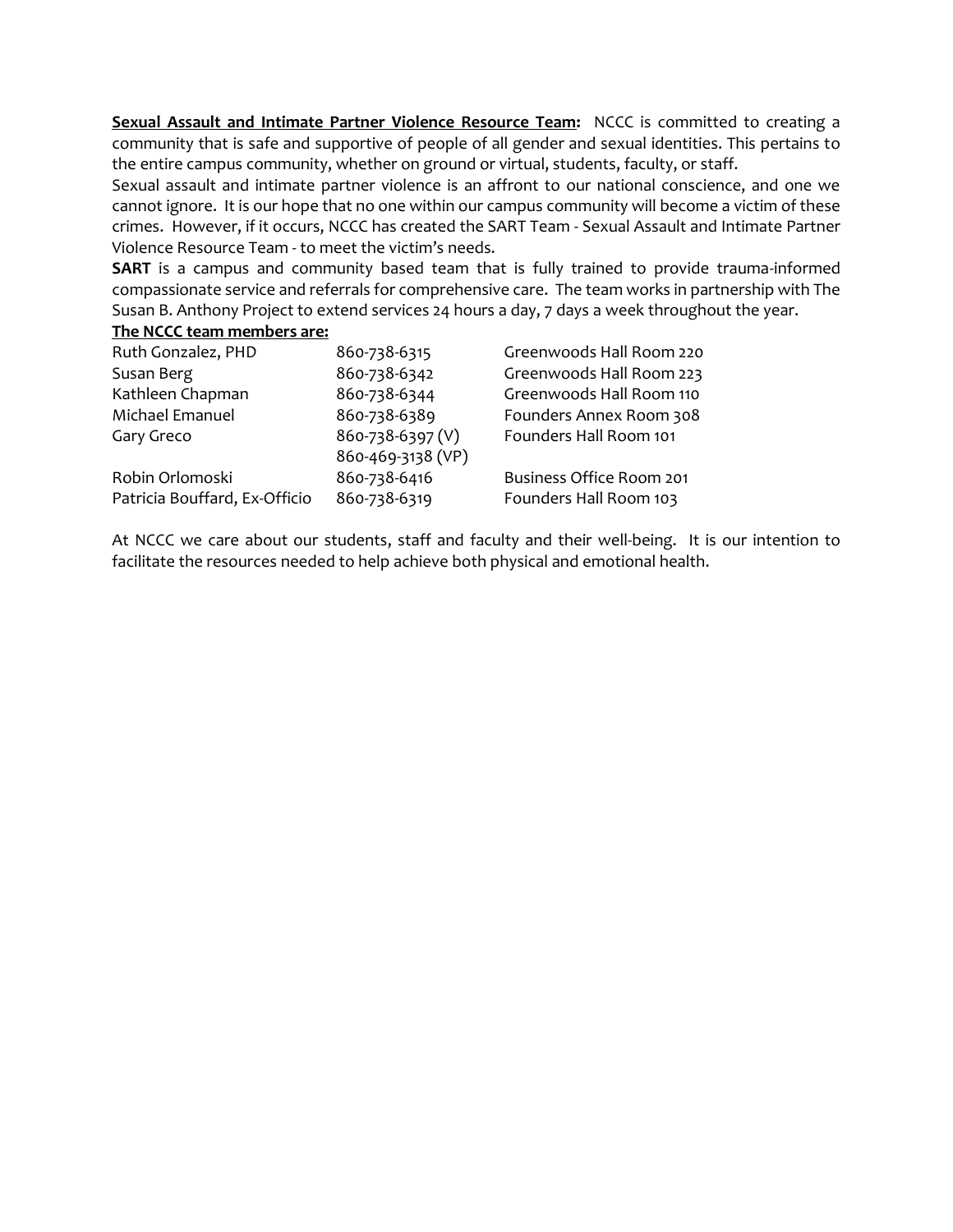**Sexual Assault and Intimate Partner Violence Resource Team:** NCCC is committed to creating a community that is safe and supportive of people of all gender and sexual identities. This pertains to the entire campus community, whether on ground or virtual, students, faculty, or staff.

Sexual assault and intimate partner violence is an affront to our national conscience, and one we cannot ignore. It is our hope that no one within our campus community will become a victim of these crimes. However, if it occurs, NCCC has created the SART Team - Sexual Assault and Intimate Partner Violence Resource Team - to meet the victim's needs.

**SART** is a campus and community based team that is fully trained to provide trauma-informed compassionate service and referrals for comprehensive care. The team works in partnership with The Susan B. Anthony Project to extend services 24 hours a day, 7 days a week throughout the year.

**The NCCC team members are:**

| | | |
|---|---|---|
| Ruth Gonzalez, PHD | 860-738-6315 | Greenwoods Hall Room 220 |
| Susan Berg | 860-738-6342 | Greenwoods Hall Room 223 |
| Kathleen Chapman | 860-738-6344 | Greenwoods Hall Room 110 |
| Michael Emanuel | 860-738-6389 | Founders Annex Room 308 |
| Gary Greco | 860-738-6397 (V)<br>860-469-3138 (VP) | Founders Hall Room 101 |
| Robin Orlomoski | 860-738-6416 | Business Office Room 201 |
| Patricia Bouffard, Ex-Officio | 860-738-6319 | Founders Hall Room 103 |

At NCCC we care about our students, staff and faculty and their well-being. It is our intention to facilitate the resources needed to help achieve both physical and emotional health.